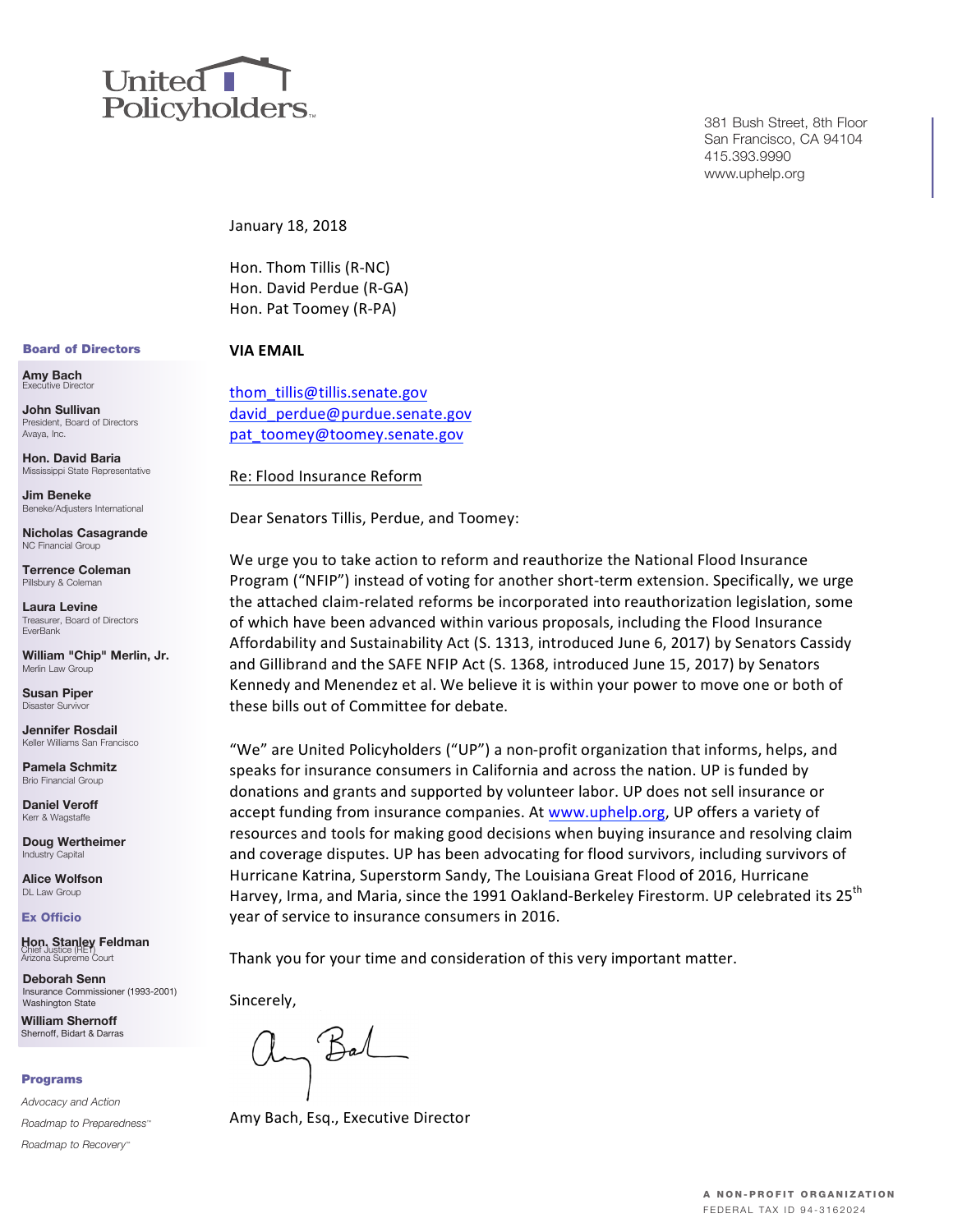United Policyholders

381 Bush Street, 8th Floor
San Francisco, CA 94104
415.393.9990
www.uphelp.org

January 18, 2018

Hon. Thom Tillis (R-NC)
Hon. David Perdue (R-GA)
Hon. Pat Toomey (R-PA)

**VIA EMAIL**

thom_tillis@tillis.senate.gov
david_perdue@purdue.senate.gov
pat_toomey@toomey.senate.gov

Re: Flood Insurance Reform

Dear Senators Tillis, Perdue, and Toomey:

We urge you to take action to reform and reauthorize the National Flood Insurance Program ("NFIP") instead of voting for another short-term extension. Specifically, we urge the attached claim-related reforms be incorporated into reauthorization legislation, some of which have been advanced within various proposals, including the Flood Insurance Affordability and Sustainability Act (S. 1313, introduced June 6, 2017) by Senators Cassidy and Gillibrand and the SAFE NFIP Act (S. 1368, introduced June 15, 2017) by Senators Kennedy and Menendez et al. We believe it is within your power to move one or both of these bills out of Committee for debate.

"We" are United Policyholders ("UP") a non-profit organization that informs, helps, and speaks for insurance consumers in California and across the nation. UP is funded by donations and grants and supported by volunteer labor. UP does not sell insurance or accept funding from insurance companies. At www.uphelp.org, UP offers a variety of resources and tools for making good decisions when buying insurance and resolving claim and coverage disputes. UP has been advocating for flood survivors, including survivors of Hurricane Katrina, Superstorm Sandy, The Louisiana Great Flood of 2016, Hurricane Harvey, Irma, and Maria, since the 1991 Oakland-Berkeley Firestorm. UP celebrated its 25th year of service to insurance consumers in 2016.

Thank you for your time and consideration of this very important matter.

Sincerely,

Amy Bach, Esq., Executive Director

**Board of Directors**

**Amy Bach**
Executive Director

**John Sullivan**
President, Board of Directors
Avaya, Inc.

**Hon. David Baria**
Mississippi State Representative

**Jim Beneke**
Beneke/Adjusters International

**Nicholas Casagrande**
NC Financial Group

**Terrence Coleman**
Pillsbury & Coleman

**Laura Levine**
Treasurer, Board of Directors
EverBank

**William "Chip" Merlin, Jr.**
Merlin Law Group

**Susan Piper**
Disaster Survivor

**Jennifer Rosdail**
Keller Williams San Francisco

**Pamela Schmitz**
Brio Financial Group

**Daniel Veroff**
Kerr & Wagstaffe

**Doug Wertheimer**
Industry Capital

**Alice Wolfson**
DL Law Group

**Ex Officio**

**Hon. Stanley Feldman**
Chief Justice (RET)
Arizona Supreme Court

**Deborah Senn**
Insurance Commissioner (1993-2001)
Washington State

**William Shernoff**
Shernoff, Bidart & Darras

**Programs**

*Advocacy and Action*

*Roadmap to Preparedness™*

*Roadmap to Recovery™*

A NON-PROFIT ORGANIZATION
FEDERAL TAX ID 94-3162024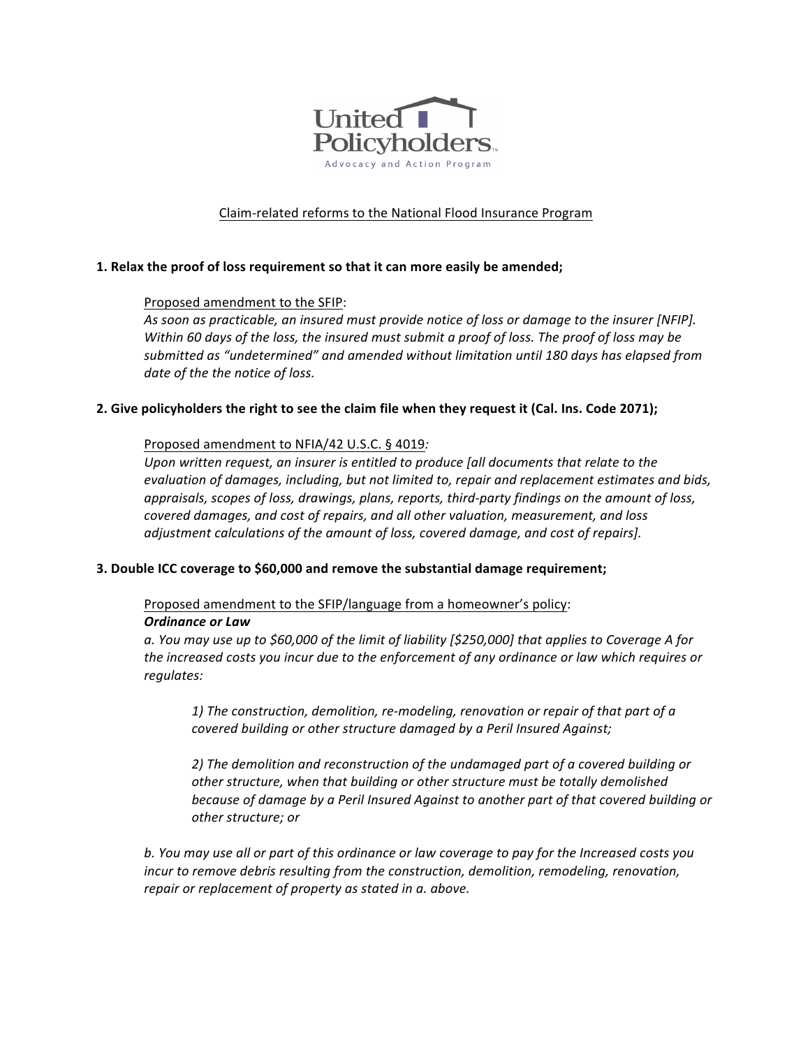United Policyholders
Advocacy and Action Program

Claim-related reforms to the National Flood Insurance Program

**1. Relax the proof of loss requirement so that it can more easily be amended;**

Proposed amendment to the SFIP:
*As soon as practicable, an insured must provide notice of loss or damage to the insurer [NFIP]. Within 60 days of the loss, the insured must submit a proof of loss. The proof of loss may be submitted as "undetermined" and amended without limitation until 180 days has elapsed from date of the the notice of loss.*

**2. Give policyholders the right to see the claim file when they request it (Cal. Ins. Code 2071);**

Proposed amendment to NFIA/42 U.S.C. § 4019*:*
*Upon written request, an insurer is entitled to produce [all documents that relate to the evaluation of damages, including, but not limited to, repair and replacement estimates and bids, appraisals, scopes of loss, drawings, plans, reports, third-party findings on the amount of loss, covered damages, and cost of repairs, and all other valuation, measurement, and loss adjustment calculations of the amount of loss, covered damage, and cost of repairs].*

**3. Double ICC coverage to $60,000 and remove the substantial damage requirement;**

Proposed amendment to the SFIP/language from a homeowner's policy:
***Ordinance or Law***
*a. You may use up to $60,000 of the limit of liability [$250,000] that applies to Coverage A for the increased costs you incur due to the enforcement of any ordinance or law which requires or regulates:*

> *1) The construction, demolition, re-modeling, renovation or repair of that part of a covered building or other structure damaged by a Peril Insured Against;*
>
> *2) The demolition and reconstruction of the undamaged part of a covered building or other structure, when that building or other structure must be totally demolished because of damage by a Peril Insured Against to another part of that covered building or other structure; or*

*b. You may use all or part of this ordinance or law coverage to pay for the Increased costs you incur to remove debris resulting from the construction, demolition, remodeling, renovation, repair or replacement of property as stated in a. above.*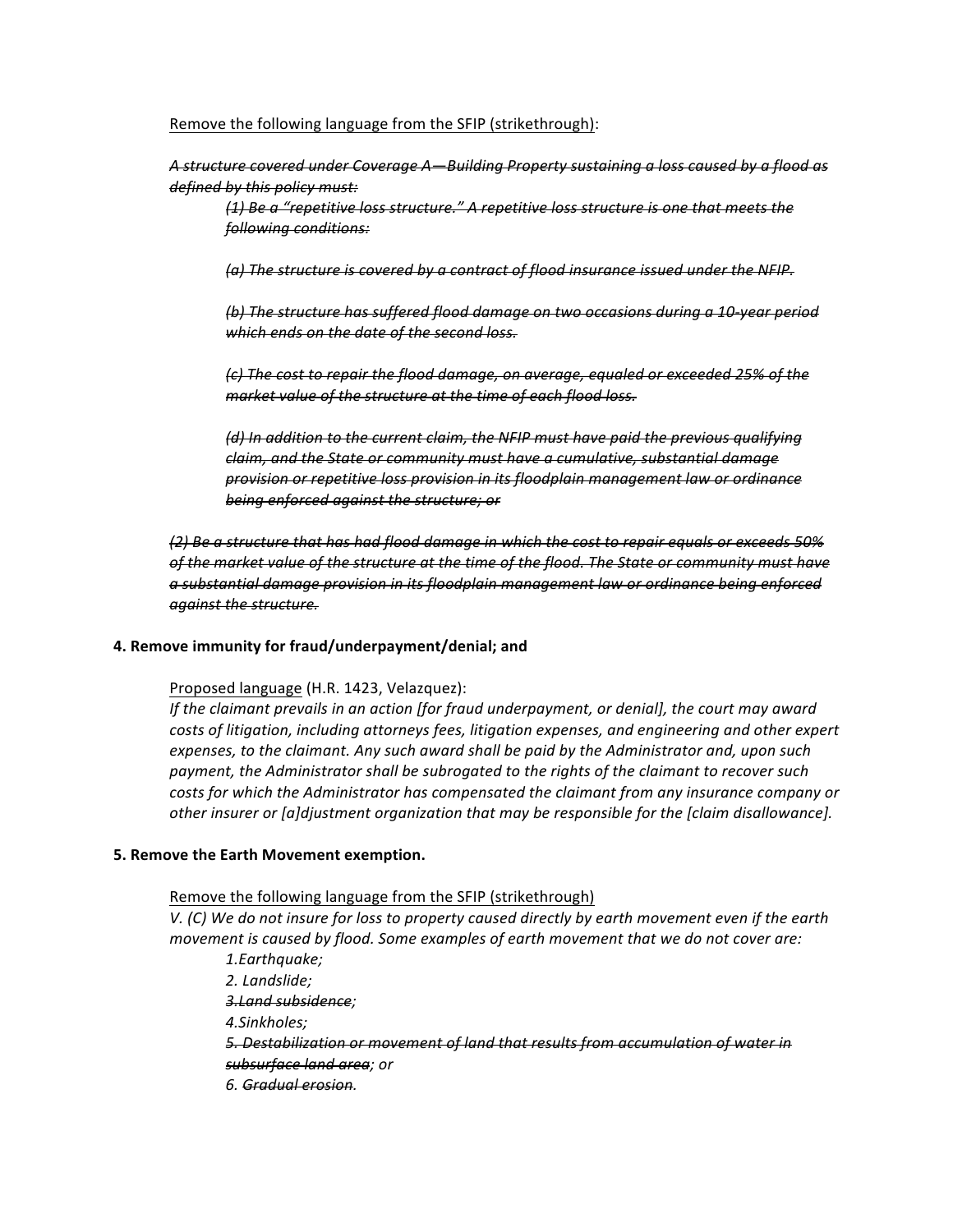Remove the following language from the SFIP (strikethrough):

~~*A structure covered under Coverage A—Building Property sustaining a loss caused by a flood as defined by this policy must:*~~

> ~~*(1) Be a "repetitive loss structure." A repetitive loss structure is one that meets the following conditions:*~~
>
> ~~*(a) The structure is covered by a contract of flood insurance issued under the NFIP.*~~
>
> ~~*(b) The structure has suffered flood damage on two occasions during a 10-year period which ends on the date of the second loss.*~~
>
> ~~*(c) The cost to repair the flood damage, on average, equaled or exceeded 25% of the market value of the structure at the time of each flood loss.*~~
>
> ~~*(d) In addition to the current claim, the NFIP must have paid the previous qualifying claim, and the State or community must have a cumulative, substantial damage provision or repetitive loss provision in its floodplain management law or ordinance being enforced against the structure; or*~~

~~*(2) Be a structure that has had flood damage in which the cost to repair equals or exceeds 50% of the market value of the structure at the time of the flood. The State or community must have a substantial damage provision in its floodplain management law or ordinance being enforced against the structure.*~~

**4. Remove immunity for fraud/underpayment/denial; and**

Proposed language (H.R. 1423, Velazquez):
*If the claimant prevails in an action [for fraud underpayment, or denial], the court may award costs of litigation, including attorneys fees, litigation expenses, and engineering and other expert expenses, to the claimant. Any such award shall be paid by the Administrator and, upon such payment, the Administrator shall be subrogated to the rights of the claimant to recover such costs for which the Administrator has compensated the claimant from any insurance company or other insurer or [a]djustment organization that may be responsible for the [claim disallowance].*

**5. Remove the Earth Movement exemption.**

Remove the following language from the SFIP (strikethrough)
*V. (C) We do not insure for loss to property caused directly by earth movement even if the earth movement is caused by flood. Some examples of earth movement that we do not cover are:*

> *1.Earthquake;*
> *2. Landslide;*
> ~~*3.Land subsidence*~~*;*
> *4.Sinkholes;*
> ~~*5. Destabilization or movement of land that results from accumulation of water in subsurface land area*~~*; or*
> *6.* ~~*Gradual erosion*~~*.*